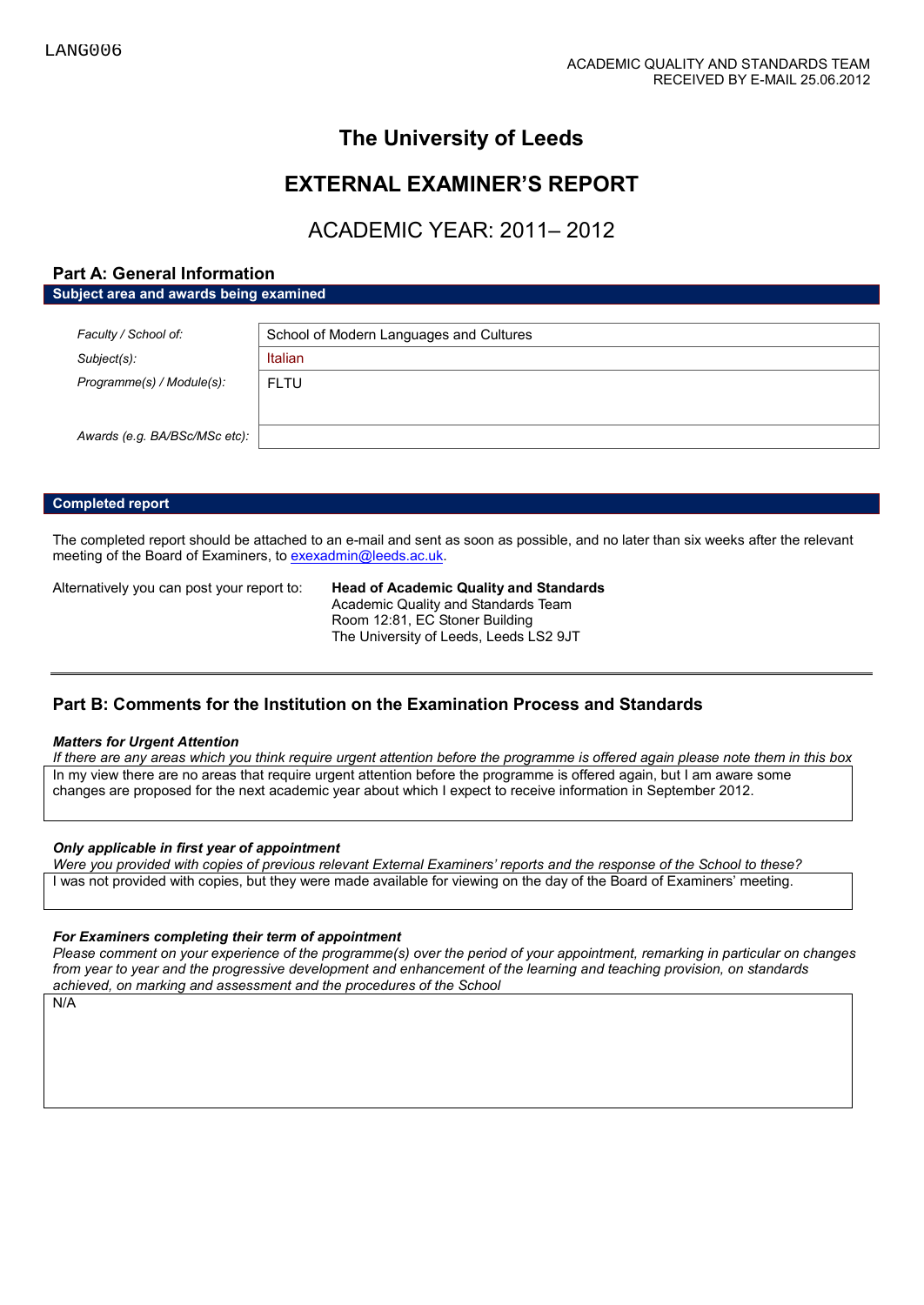LANG006

ACADEMIC QUALITY AND STANDARDS TEAM
RECEIVED BY E-MAIL 25.06.2012

# The University of Leeds

# EXTERNAL EXAMINER'S REPORT

## ACADEMIC YEAR: 2011– 2012

## Part A: General Information

**Subject area and awards being examined**

| | |
|---|---|
| *Faculty / School of:* | School of Modern Languages and Cultures |
| *Subject(s):* | Italian |
| *Programme(s) / Module(s):* | FLTU |
| *Awards (e.g. BA/BSc/MSc etc):* | |

**Completed report**

The completed report should be attached to an e-mail and sent as soon as possible, and no later than six weeks after the relevant meeting of the Board of Examiners, to exexadmin@leeds.ac.uk.

Alternatively you can post your report to:

**Head of Academic Quality and Standards**
Academic Quality and Standards Team
Room 12:81, EC Stoner Building
The University of Leeds, Leeds LS2 9JT

---

## Part B: Comments for the Institution on the Examination Process and Standards

***Matters for Urgent Attention***

*If there are any areas which you think require urgent attention before the programme is offered again please note them in this box*

In my view there are no areas that require urgent attention before the programme is offered again, but I am aware some changes are proposed for the next academic year about which I expect to receive information in September 2012.

***Only applicable in first year of appointment***

*Were you provided with copies of previous relevant External Examiners' reports and the response of the School to these?*

I was not provided with copies, but they were made available for viewing on the day of the Board of Examiners' meeting.

***For Examiners completing their term of appointment***

*Please comment on your experience of the programme(s) over the period of your appointment, remarking in particular on changes from year to year and the progressive development and enhancement of the learning and teaching provision, on standards achieved, on marking and assessment and the procedures of the School*

N/A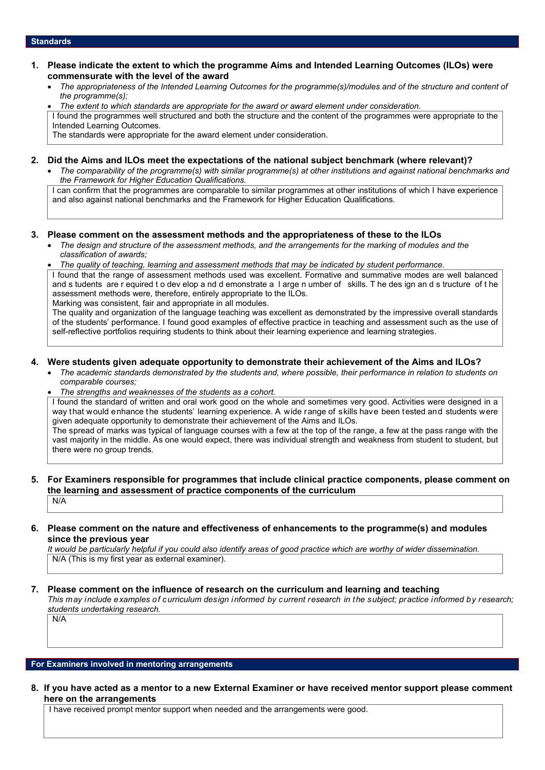## Standards

**1. Please indicate the extent to which the programme Aims and Intended Learning Outcomes (ILOs) were commensurate with the level of the award**

- *The appropriateness of the Intended Learning Outcomes for the programme(s)/modules and of the structure and content of the programme(s);*
- *The extent to which standards are appropriate for the award or award element under consideration.*

I found the programmes well structured and both the structure and the content of the programmes were appropriate to the Intended Learning Outcomes.
The standards were appropriate for the award element under consideration.

**2. Did the Aims and ILOs meet the expectations of the national subject benchmark (where relevant)?**

- *The comparability of the programme(s) with similar programme(s) at other institutions and against national benchmarks and the Framework for Higher Education Qualifications.*

I can confirm that the programmes are comparable to similar programmes at other institutions of which I have experience and also against national benchmarks and the Framework for Higher Education Qualifications.

**3. Please comment on the assessment methods and the appropriateness of these to the ILOs**

- *The design and structure of the assessment methods, and the arrangements for the marking of modules and the classification of awards;*
- *The quality of teaching, learning and assessment methods that may be indicated by student performance.*

I found that the range of assessment methods used was excellent. Formative and summative modes are well balanced and students are required to develop and demonstrate a large number of skills. The design and structure of the assessment methods were, therefore, entirely appropriate to the ILOs.
Marking was consistent, fair and appropriate in all modules.
The quality and organization of the language teaching was excellent as demonstrated by the impressive overall standards of the students' performance. I found good examples of effective practice in teaching and assessment such as the use of self-reflective portfolios requiring students to think about their learning experience and learning strategies.

**4. Were students given adequate opportunity to demonstrate their achievement of the Aims and ILOs?**

- *The academic standards demonstrated by the students and, where possible, their performance in relation to students on comparable courses;*
- *The strengths and weaknesses of the students as a cohort.*

I found the standard of written and oral work good on the whole and sometimes very good. Activities were designed in a way that would enhance the students' learning experience. A wide range of skills have been tested and students were given adequate opportunity to demonstrate their achievement of the Aims and ILOs.
The spread of marks was typical of language courses with a few at the top of the range, a few at the pass range with the vast majority in the middle. As one would expect, there was individual strength and weakness from student to student, but there were no group trends.

**5. For Examiners responsible for programmes that include clinical practice components, please comment on the learning and assessment of practice components of the curriculum**

N/A

**6. Please comment on the nature and effectiveness of enhancements to the programme(s) and modules since the previous year**

*It would be particularly helpful if you could also identify areas of good practice which are worthy of wider dissemination.*

N/A (This is my first year as external examiner).

**7. Please comment on the influence of research on the curriculum and learning and teaching**

*This may include examples of curriculum design informed by current research in the subject; practice informed by research; students undertaking research.*

N/A

## For Examiners involved in mentoring arrangements

**8. If you have acted as a mentor to a new External Examiner or have received mentor support please comment here on the arrangements**

I have received prompt mentor support when needed and the arrangements were good.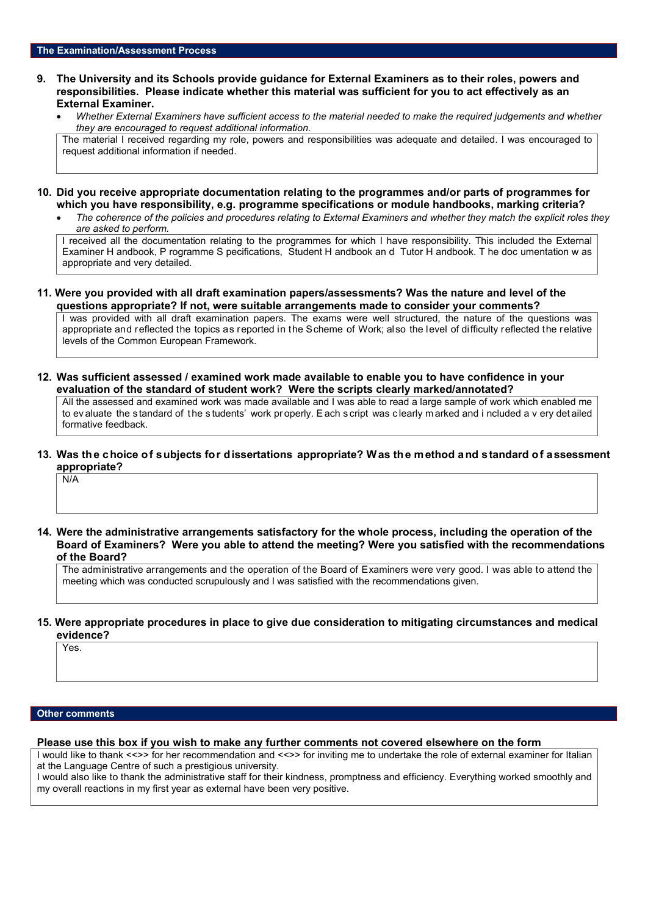## The Examination/Assessment Process

**9. The University and its Schools provide guidance for External Examiners as to their roles, powers and responsibilities. Please indicate whether this material was sufficient for you to act effectively as an External Examiner.**

- *Whether External Examiners have sufficient access to the material needed to make the required judgements and whether they are encouraged to request additional information.*

The material I received regarding my role, powers and responsibilities was adequate and detailed. I was encouraged to request additional information if needed.

**10. Did you receive appropriate documentation relating to the programmes and/or parts of programmes for which you have responsibility, e.g. programme specifications or module handbooks, marking criteria?**

- *The coherence of the policies and procedures relating to External Examiners and whether they match the explicit roles they are asked to perform.*

I received all the documentation relating to the programmes for which I have responsibility. This included the External Examiner Handbook, Programme Specifications, Student Handbook and Tutor Handbook. The documentation was appropriate and very detailed.

**11. Were you provided with all draft examination papers/assessments? Was the nature and level of the questions appropriate? If not, were suitable arrangements made to consider your comments?**

I was provided with all draft examination papers. The exams were well structured, the nature of the questions was appropriate and reflected the topics as reported in the Scheme of Work; also the level of difficulty reflected the relative levels of the Common European Framework.

**12. Was sufficient assessed / examined work made available to enable you to have confidence in your evaluation of the standard of student work? Were the scripts clearly marked/annotated?**

All the assessed and examined work was made available and I was able to read a large sample of work which enabled me to evaluate the standard of the students' work properly. Each script was clearly marked and included a very detailed formative feedback.

**13. Was the choice of subjects for dissertations appropriate? Was the method and standard of assessment appropriate?**

N/A

**14. Were the administrative arrangements satisfactory for the whole process, including the operation of the Board of Examiners? Were you able to attend the meeting? Were you satisfied with the recommendations of the Board?**

The administrative arrangements and the operation of the Board of Examiners were very good. I was able to attend the meeting which was conducted scrupulously and I was satisfied with the recommendations given.

**15. Were appropriate procedures in place to give due consideration to mitigating circumstances and medical evidence?**

Yes.

## Other comments

**Please use this box if you wish to make any further comments not covered elsewhere on the form**

I would like to thank <<>> for her recommendation and <<>> for inviting me to undertake the role of external examiner for Italian at the Language Centre of such a prestigious university.

I would also like to thank the administrative staff for their kindness, promptness and efficiency. Everything worked smoothly and my overall reactions in my first year as external have been very positive.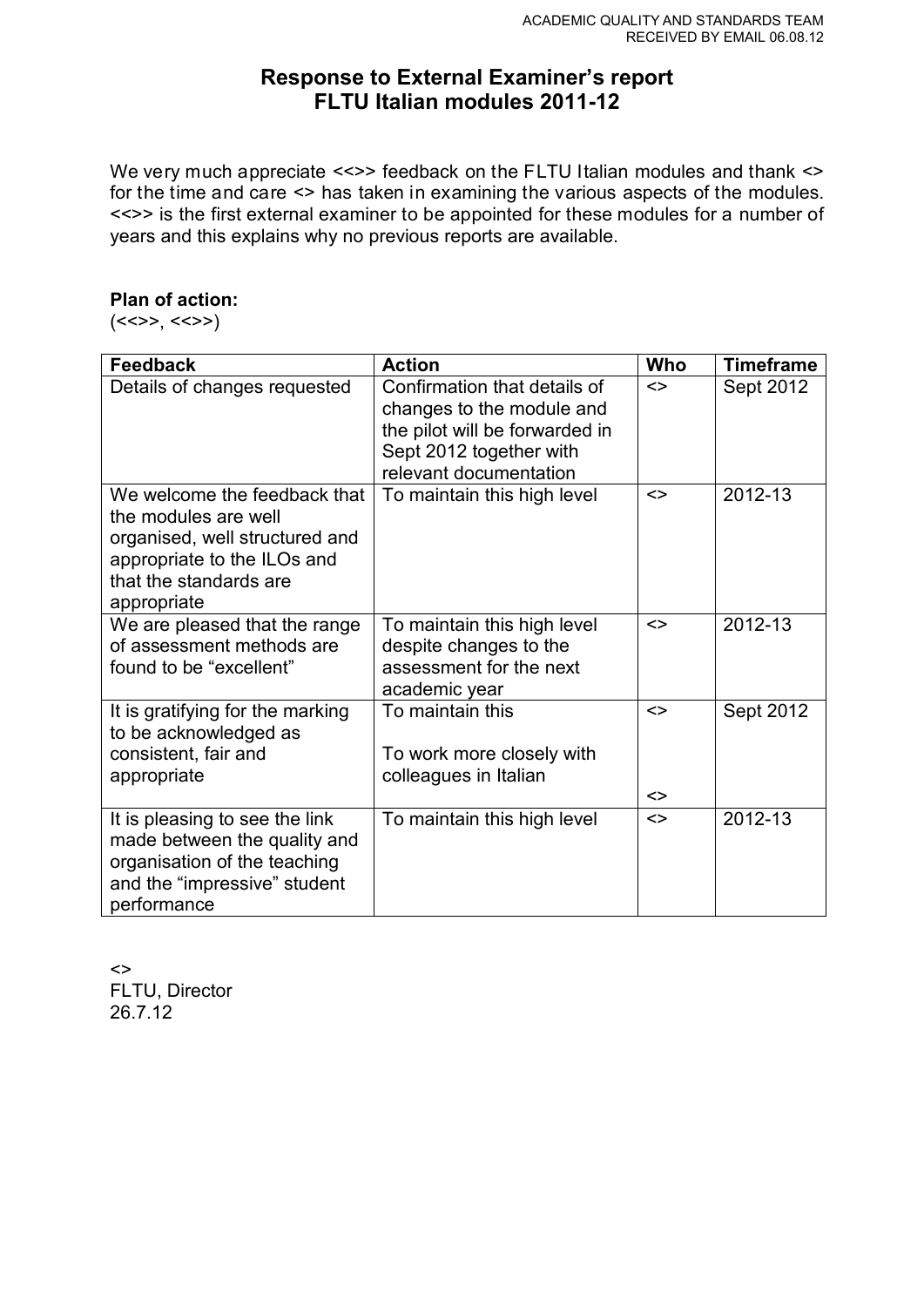ACADEMIC QUALITY AND STANDARDS TEAM
RECEIVED BY EMAIL 06.08.12

# Response to External Examiner's report FLTU Italian modules 2011-12

We very much appreciate <<>> feedback on the FLTU Italian modules and thank <> for the time and care <> has taken in examining the various aspects of the modules. <<>> is the first external examiner to be appointed for these modules for a number of years and this explains why no previous reports are available.

**Plan of action:**
(<<>>, <<>>)

| Feedback | Action | Who | Timeframe |
|---|---|---|---|
| Details of changes requested | Confirmation that details of changes to the module and the pilot will be forwarded in Sept 2012 together with relevant documentation | <> | Sept 2012 |
| We welcome the feedback that the modules are well organised, well structured and appropriate to the ILOs and that the standards are appropriate | To maintain this high level | <> | 2012-13 |
| We are pleased that the range of assessment methods are found to be "excellent" | To maintain this high level despite changes to the assessment for the next academic year | <> | 2012-13 |
| It is gratifying for the marking to be acknowledged as consistent, fair and appropriate | To maintain this<br><br>To work more closely with colleagues in Italian | <><br><br><> | Sept 2012 |
| It is pleasing to see the link made between the quality and organisation of the teaching and the "impressive" student performance | To maintain this high level | <> | 2012-13 |

<>
FLTU, Director
26.7.12